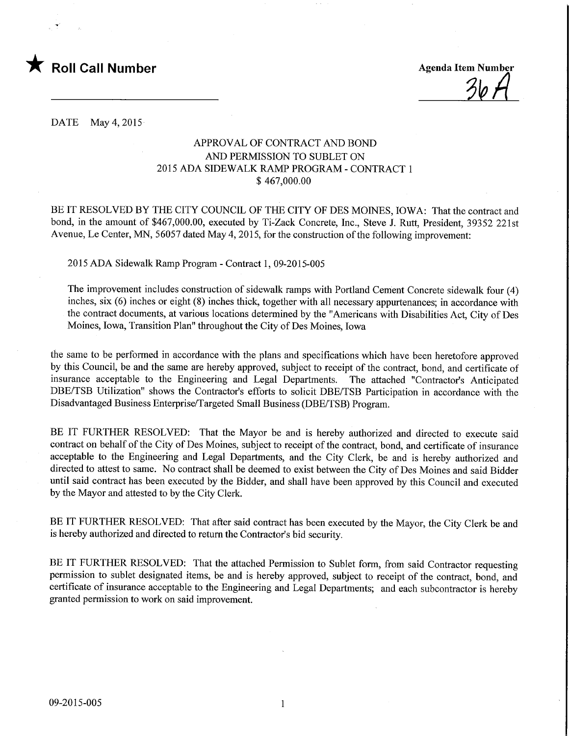★ **Roll Call Number**

**Agenda Item Number**
36A

DATE May 4, 2015

APPROVAL OF CONTRACT AND BOND
AND PERMISSION TO SUBLET ON
2015 ADA SIDEWALK RAMP PROGRAM - CONTRACT 1
$ 467,000.00

BE IT RESOLVED BY THE CITY COUNCIL OF THE CITY OF DES MOINES, IOWA: That the contract and bond, in the amount of $467,000.00, executed by Ti-Zack Concrete, Inc., Steve J. Rutt, President, 39352 221st Avenue, Le Center, MN, 56057 dated May 4, 2015, for the construction of the following improvement:

2015 ADA Sidewalk Ramp Program - Contract 1, 09-2015-005

The improvement includes construction of sidewalk ramps with Portland Cement Concrete sidewalk four (4) inches, six (6) inches or eight (8) inches thick, together with all necessary appurtenances; in accordance with the contract documents, at various locations determined by the "Americans with Disabilities Act, City of Des Moines, Iowa, Transition Plan" throughout the City of Des Moines, Iowa

the same to be performed in accordance with the plans and specifications which have been heretofore approved by this Council, be and the same are hereby approved, subject to receipt of the contract, bond, and certificate of insurance acceptable to the Engineering and Legal Departments. The attached "Contractor's Anticipated DBE/TSB Utilization" shows the Contractor's efforts to solicit DBE/TSB Participation in accordance with the Disadvantaged Business Enterprise/Targeted Small Business (DBE/TSB) Program.

BE IT FURTHER RESOLVED: That the Mayor be and is hereby authorized and directed to execute said contract on behalf of the City of Des Moines, subject to receipt of the contract, bond, and certificate of insurance acceptable to the Engineering and Legal Departments, and the City Clerk, be and is hereby authorized and directed to attest to same. No contract shall be deemed to exist between the City of Des Moines and said Bidder until said contract has been executed by the Bidder, and shall have been approved by this Council and executed by the Mayor and attested to by the City Clerk.

BE IT FURTHER RESOLVED: That after said contract has been executed by the Mayor, the City Clerk be and is hereby authorized and directed to return the Contractor's bid security.

BE IT FURTHER RESOLVED: That the attached Permission to Sublet form, from said Contractor requesting permission to sublet designated items, be and is hereby approved, subject to receipt of the contract, bond, and certificate of insurance acceptable to the Engineering and Legal Departments; and each subcontractor is hereby granted permission to work on said improvement.

09-2015-005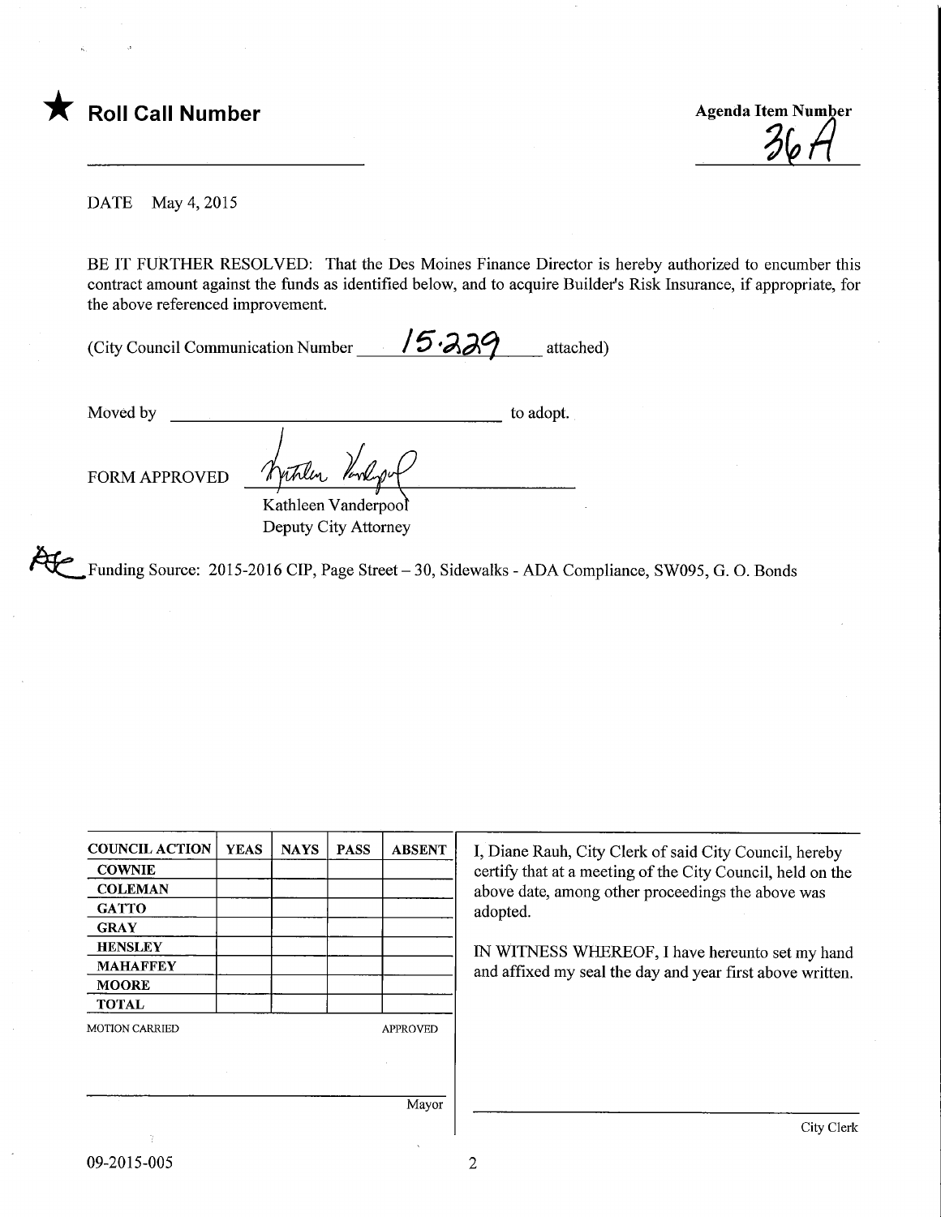★ **Roll Call Number**

_______________

**Agenda Item Number**
36A

DATE May 4, 2015

BE IT FURTHER RESOLVED: That the Des Moines Finance Director is hereby authorized to encumber this contract amount against the funds as identified below, and to acquire Builder's Risk Insurance, if appropriate, for the above referenced improvement.

(City Council Communication Number 15.229 attached)

Moved by _______________ to adopt.

FORM APPROVED

Kathleen Vanderpool
Deputy City Attorney

Funding Source: 2015-2016 CIP, Page Street – 30, Sidewalks - ADA Compliance, SW095, G. O. Bonds

| COUNCIL ACTION | YEAS | NAYS | PASS | ABSENT |
|---|---|---|---|---|
| COWNIE | | | | |
| COLEMAN | | | | |
| GATTO | | | | |
| GRAY | | | | |
| HENSLEY | | | | |
| MAHAFFEY | | | | |
| MOORE | | | | |
| TOTAL | | | | |

MOTION CARRIED APPROVED

_______________
Mayor

I, Diane Rauh, City Clerk of said City Council, hereby certify that at a meeting of the City Council, held on the above date, among other proceedings the above was adopted.

IN WITNESS WHEREOF, I have hereunto set my hand and affixed my seal the day and year first above written.

_______________
City Clerk

09-2015-005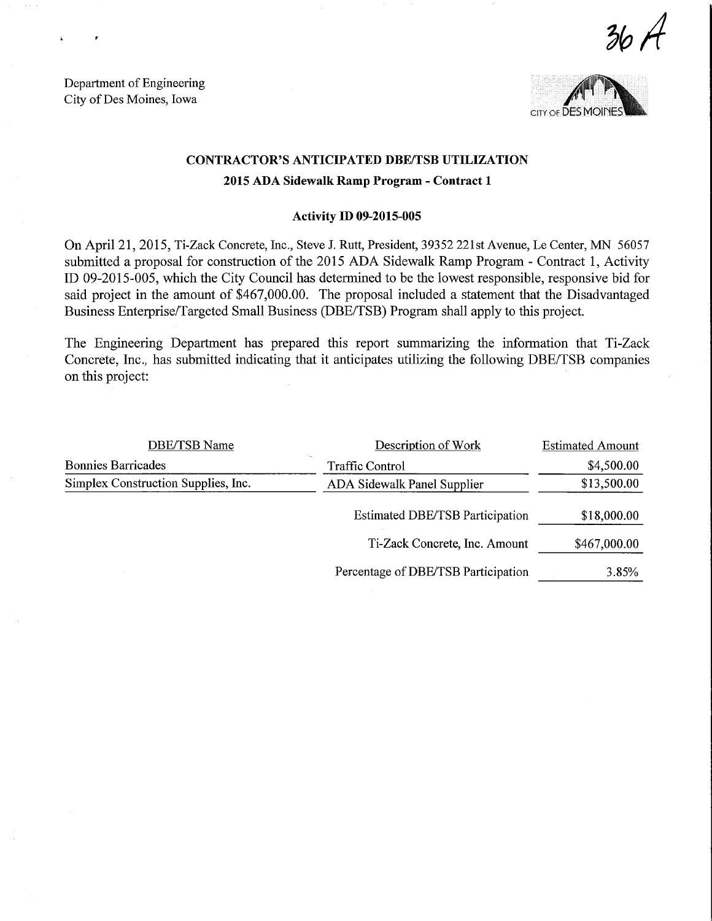36 A

Department of Engineering
City of Des Moines, Iowa

CITY OF DES MOINES

## CONTRACTOR'S ANTICIPATED DBE/TSB UTILIZATION

### 2015 ADA Sidewalk Ramp Program - Contract 1

### Activity ID 09-2015-005

On April 21, 2015, Ti-Zack Concrete, Inc., Steve J. Rutt, President, 39352 221st Avenue, Le Center, MN 56057 submitted a proposal for construction of the 2015 ADA Sidewalk Ramp Program - Contract 1, Activity ID 09-2015-005, which the City Council has determined to be the lowest responsible, responsive bid for said project in the amount of $467,000.00. The proposal included a statement that the Disadvantaged Business Enterprise/Targeted Small Business (DBE/TSB) Program shall apply to this project.

The Engineering Department has prepared this report summarizing the information that Ti-Zack Concrete, Inc., has submitted indicating that it anticipates utilizing the following DBE/TSB companies on this project:

| DBE/TSB Name | Description of Work | Estimated Amount |
|---|---|---|
| Bonnies Barricades | Traffic Control | $4,500.00 |
| Simplex Construction Supplies, Inc. | ADA Sidewalk Panel Supplier | $13,500.00 |
| | Estimated DBE/TSB Participation | $18,000.00 |
| | Ti-Zack Concrete, Inc. Amount | $467,000.00 |
| | Percentage of DBE/TSB Participation | 3.85% |